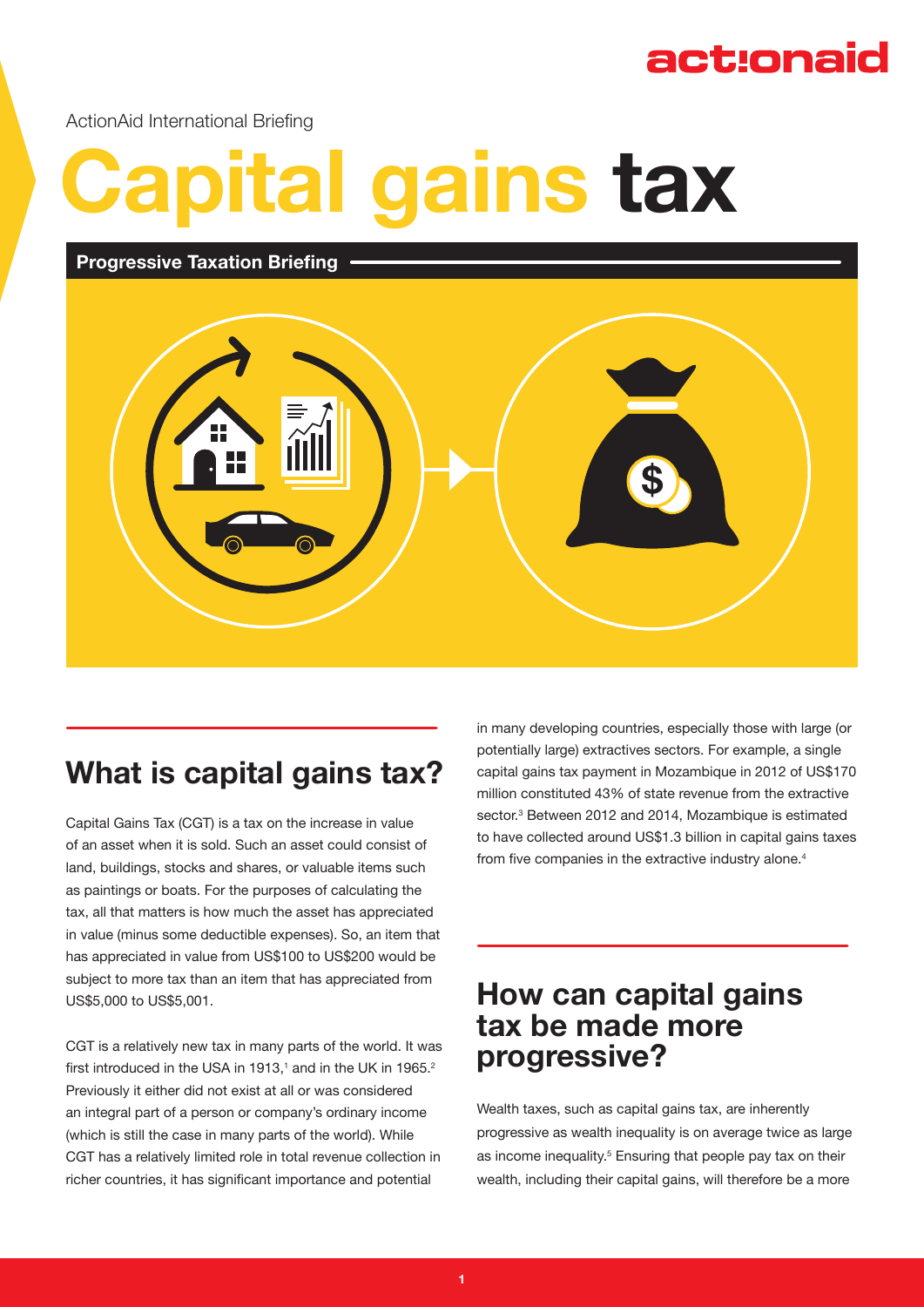ActionAid International Briefing

# Capital gains tax

**Progressive Taxation Briefing**

## What is capital gains tax?

Capital Gains Tax (CGT) is a tax on the increase in value of an asset when it is sold. Such an asset could consist of land, buildings, stocks and shares, or valuable items such as paintings or boats. For the purposes of calculating the tax, all that matters is how much the asset has appreciated in value (minus some deductible expenses). So, an item that has appreciated in value from US$100 to US$200 would be subject to more tax than an item that has appreciated from US$5,000 to US$5,001.

CGT is a relatively new tax in many parts of the world. It was first introduced in the USA in 1913,[1] and in the UK in 1965.[2] Previously it either did not exist at all or was considered an integral part of a person or company's ordinary income (which is still the case in many parts of the world). While CGT has a relatively limited role in total revenue collection in richer countries, it has significant importance and potential in many developing countries, especially those with large (or potentially large) extractives sectors. For example, a single capital gains tax payment in Mozambique in 2012 of US$170 million constituted 43% of state revenue from the extractive sector.[3] Between 2012 and 2014, Mozambique is estimated to have collected around US$1.3 billion in capital gains taxes from five companies in the extractive industry alone.[4]

## How can capital gains tax be made more progressive?

Wealth taxes, such as capital gains tax, are inherently progressive as wealth inequality is on average twice as large as income inequality.[5] Ensuring that people pay tax on their wealth, including their capital gains, will therefore be a more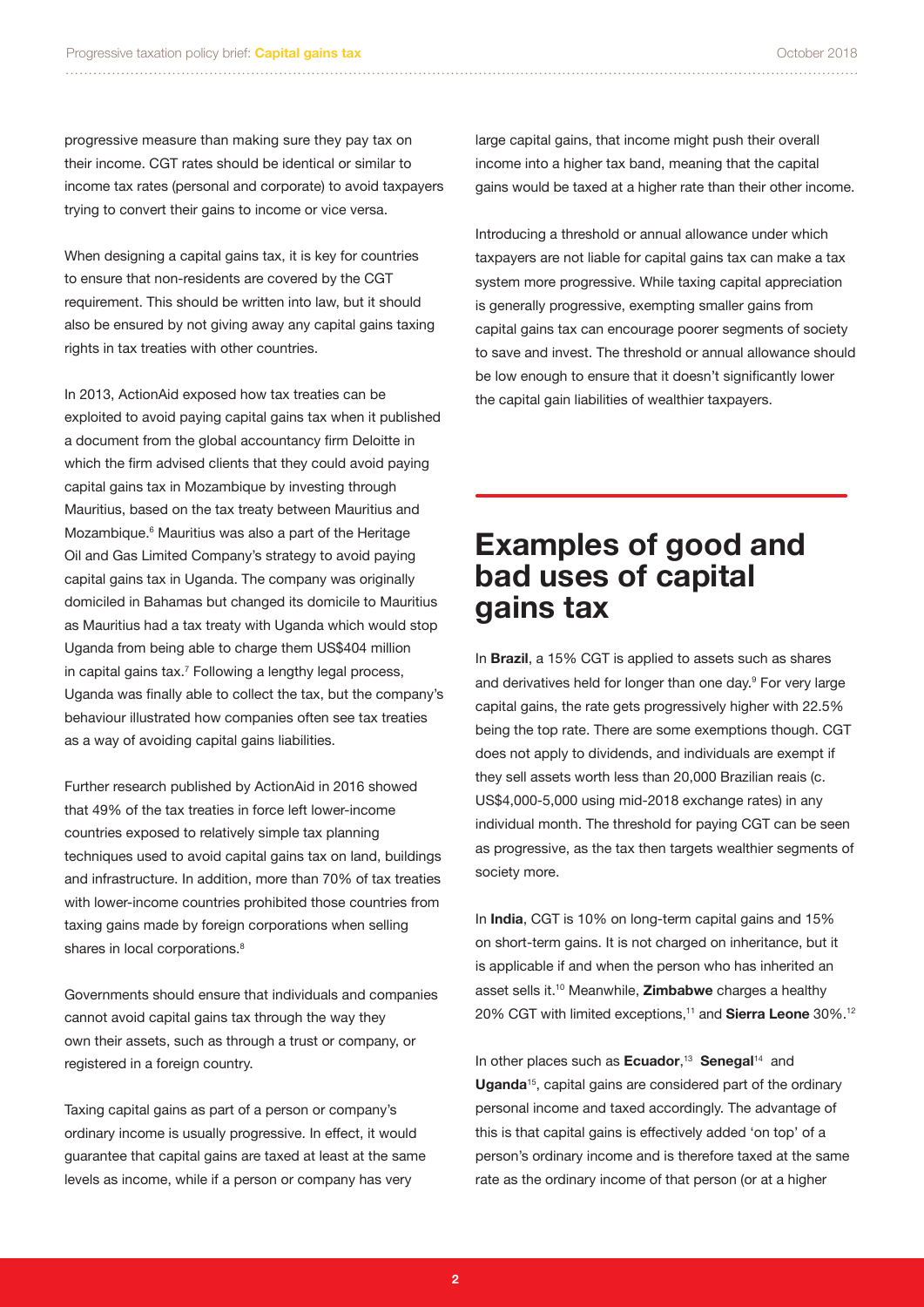progressive measure than making sure they pay tax on their income. CGT rates should be identical or similar to income tax rates (personal and corporate) to avoid taxpayers trying to convert their gains to income or vice versa.

When designing a capital gains tax, it is key for countries to ensure that non-residents are covered by the CGT requirement. This should be written into law, but it should also be ensured by not giving away any capital gains taxing rights in tax treaties with other countries.

In 2013, ActionAid exposed how tax treaties can be exploited to avoid paying capital gains tax when it published a document from the global accountancy firm Deloitte in which the firm advised clients that they could avoid paying capital gains tax in Mozambique by investing through Mauritius, based on the tax treaty between Mauritius and Mozambique.[6] Mauritius was also a part of the Heritage Oil and Gas Limited Company's strategy to avoid paying capital gains tax in Uganda. The company was originally domiciled in Bahamas but changed its domicile to Mauritius as Mauritius had a tax treaty with Uganda which would stop Uganda from being able to charge them US$404 million in capital gains tax.[7] Following a lengthy legal process, Uganda was finally able to collect the tax, but the company's behaviour illustrated how companies often see tax treaties as a way of avoiding capital gains liabilities.

Further research published by ActionAid in 2016 showed that 49% of the tax treaties in force left lower-income countries exposed to relatively simple tax planning techniques used to avoid capital gains tax on land, buildings and infrastructure. In addition, more than 70% of tax treaties with lower-income countries prohibited those countries from taxing gains made by foreign corporations when selling shares in local corporations.[8]

Governments should ensure that individuals and companies cannot avoid capital gains tax through the way they own their assets, such as through a trust or company, or registered in a foreign country.

Taxing capital gains as part of a person or company's ordinary income is usually progressive. In effect, it would guarantee that capital gains are taxed at least at the same levels as income, while if a person or company has very large capital gains, that income might push their overall income into a higher tax band, meaning that the capital gains would be taxed at a higher rate than their other income.

Introducing a threshold or annual allowance under which taxpayers are not liable for capital gains tax can make a tax system more progressive. While taxing capital appreciation is generally progressive, exempting smaller gains from capital gains tax can encourage poorer segments of society to save and invest. The threshold or annual allowance should be low enough to ensure that it doesn't significantly lower the capital gain liabilities of wealthier taxpayers.

## Examples of good and bad uses of capital gains tax

In **Brazil**, a 15% CGT is applied to assets such as shares and derivatives held for longer than one day.[9] For very large capital gains, the rate gets progressively higher with 22.5% being the top rate. There are some exemptions though. CGT does not apply to dividends, and individuals are exempt if they sell assets worth less than 20,000 Brazilian reais (c. US$4,000-5,000 using mid-2018 exchange rates) in any individual month. The threshold for paying CGT can be seen as progressive, as the tax then targets wealthier segments of society more.

In **India**, CGT is 10% on long-term capital gains and 15% on short-term gains. It is not charged on inheritance, but it is applicable if and when the person who has inherited an asset sells it.[10] Meanwhile, **Zimbabwe** charges a healthy 20% CGT with limited exceptions,[11] and **Sierra Leone** 30%.[12]

In other places such as **Ecuador**,[13] **Senegal**[14] and **Uganda**[15], capital gains are considered part of the ordinary personal income and taxed accordingly. The advantage of this is that capital gains is effectively added 'on top' of a person's ordinary income and is therefore taxed at the same rate as the ordinary income of that person (or at a higher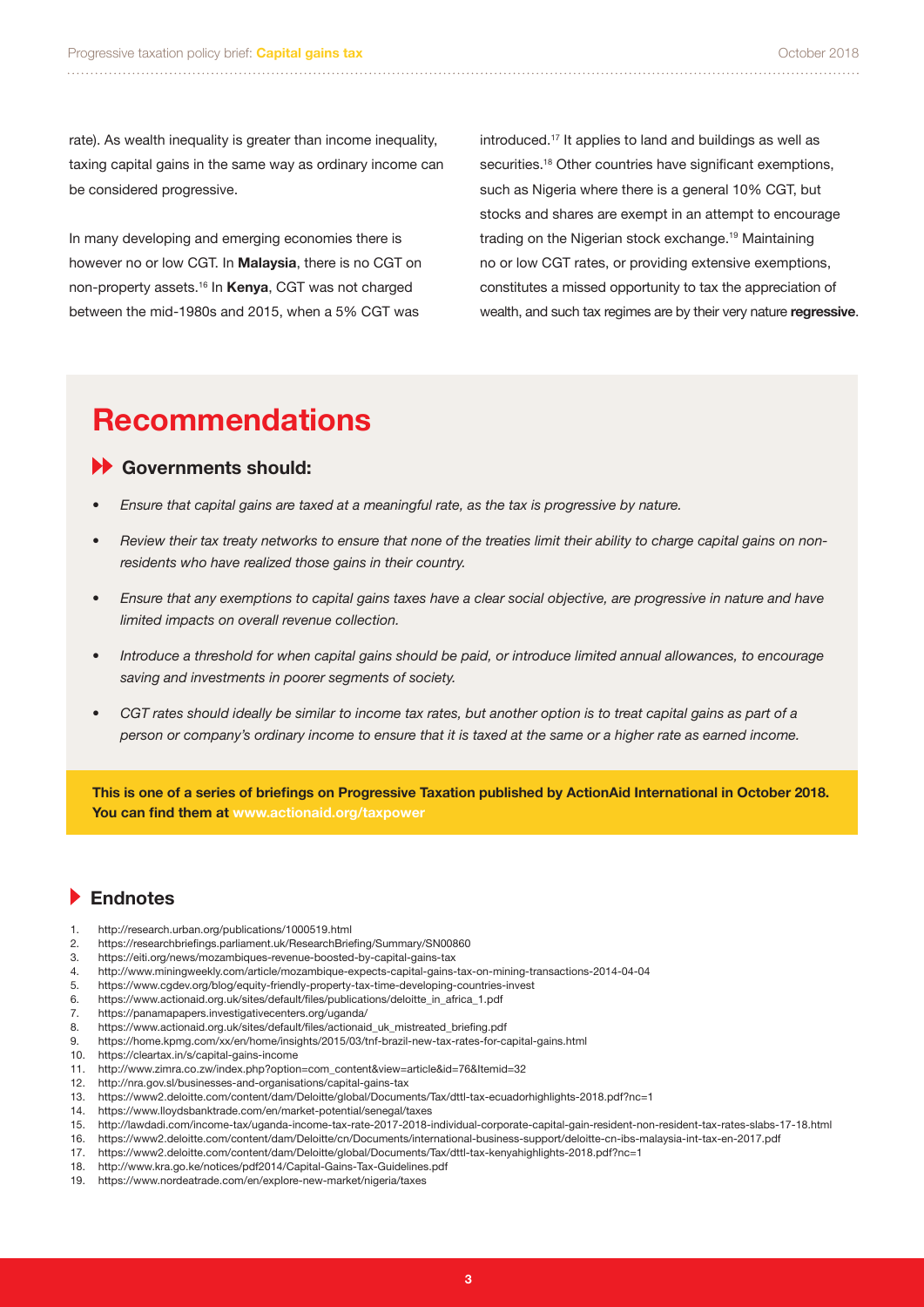rate). As wealth inequality is greater than income inequality, taxing capital gains in the same way as ordinary income can be considered progressive.

In many developing and emerging economies there is however no or low CGT. In **Malaysia**, there is no CGT on non-property assets.[16] In **Kenya**, CGT was not charged between the mid-1980s and 2015, when a 5% CGT was introduced.[17] It applies to land and buildings as well as securities.[18] Other countries have significant exemptions, such as Nigeria where there is a general 10% CGT, but stocks and shares are exempt in an attempt to encourage trading on the Nigerian stock exchange.[19] Maintaining no or low CGT rates, or providing extensive exemptions, constitutes a missed opportunity to tax the appreciation of wealth, and such tax regimes are by their very nature **regressive**.

# Recommendations

### Governments should:

- *Ensure that capital gains are taxed at a meaningful rate, as the tax is progressive by nature.*
- *Review their tax treaty networks to ensure that none of the treaties limit their ability to charge capital gains on non-residents who have realized those gains in their country.*
- *Ensure that any exemptions to capital gains taxes have a clear social objective, are progressive in nature and have limited impacts on overall revenue collection.*
- *Introduce a threshold for when capital gains should be paid, or introduce limited annual allowances, to encourage saving and investments in poorer segments of society.*
- *CGT rates should ideally be similar to income tax rates, but another option is to treat capital gains as part of a person or company's ordinary income to ensure that it is taxed at the same or a higher rate as earned income.*

**This is one of a series of briefings on Progressive Taxation published by ActionAid International in October 2018. You can find them at www.actionaid.org/taxpower**

## Endnotes

1. http://research.urban.org/publications/1000519.html
2. https://researchbriefings.parliament.uk/ResearchBriefing/Summary/SN00860
3. https://eiti.org/news/mozambiques-revenue-boosted-by-capital-gains-tax
4. http://www.miningweekly.com/article/mozambique-expects-capital-gains-tax-on-mining-transactions-2014-04-04
5. https://www.cgdev.org/blog/equity-friendly-property-tax-time-developing-countries-invest
6. https://www.actionaid.org.uk/sites/default/files/publications/deloitte_in_africa_1.pdf
7. https://panamapapers.investigativecenters.org/uganda/
8. https://www.actionaid.org.uk/sites/default/files/actionaid_uk_mistreated_briefing.pdf
9. https://home.kpmg.com/xx/en/home/insights/2015/03/tnf-brazil-new-tax-rates-for-capital-gains.html
10. https://cleartax.in/s/capital-gains-income
11. http://www.zimra.co.zw/index.php?option=com_content&view=article&id=76&Itemid=32
12. http://nra.gov.sl/businesses-and-organisations/capital-gains-tax
13. https://www2.deloitte.com/content/dam/Deloitte/global/Documents/Tax/dttl-tax-ecuadorhighlights-2018.pdf?nc=1
14. https://www.lloydsbanktrade.com/en/market-potential/senegal/taxes
15. http://lawdadi.com/income-tax/uganda-income-tax-rate-2017-2018-individual-corporate-capital-gain-resident-non-resident-tax-rates-slabs-17-18.html
16. https://www2.deloitte.com/content/dam/Deloitte/cn/Documents/international-business-support/deloitte-cn-ibs-malaysia-int-tax-en-2017.pdf
17. https://www2.deloitte.com/content/dam/Deloitte/global/Documents/Tax/dttl-tax-kenyahighlights-2018.pdf?nc=1
18. http://www.kra.go.ke/notices/pdf2014/Capital-Gains-Tax-Guidelines.pdf
19. https://www.nordeatrade.com/en/explore-new-market/nigeria/taxes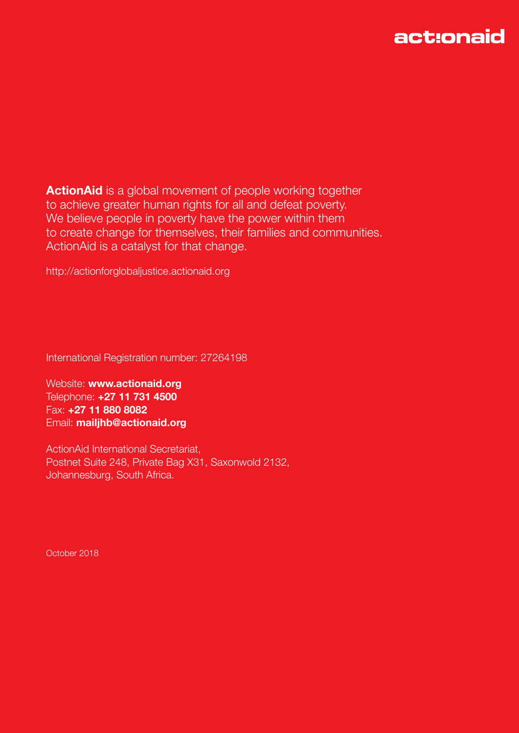actionaid

**ActionAid** is a global movement of people working together to achieve greater human rights for all and defeat poverty. We believe people in poverty have the power within them to create change for themselves, their families and communities. ActionAid is a catalyst for that change.

http://actionforglobaljustice.actionaid.org

International Registration number: 27264198

Website: **www.actionaid.org**
Telephone: **+27 11 731 4500**
Fax: **+27 11 880 8082**
Email: **mailjhb@actionaid.org**

ActionAid International Secretariat,
Postnet Suite 248, Private Bag X31, Saxonwold 2132,
Johannesburg, South Africa.

October 2018